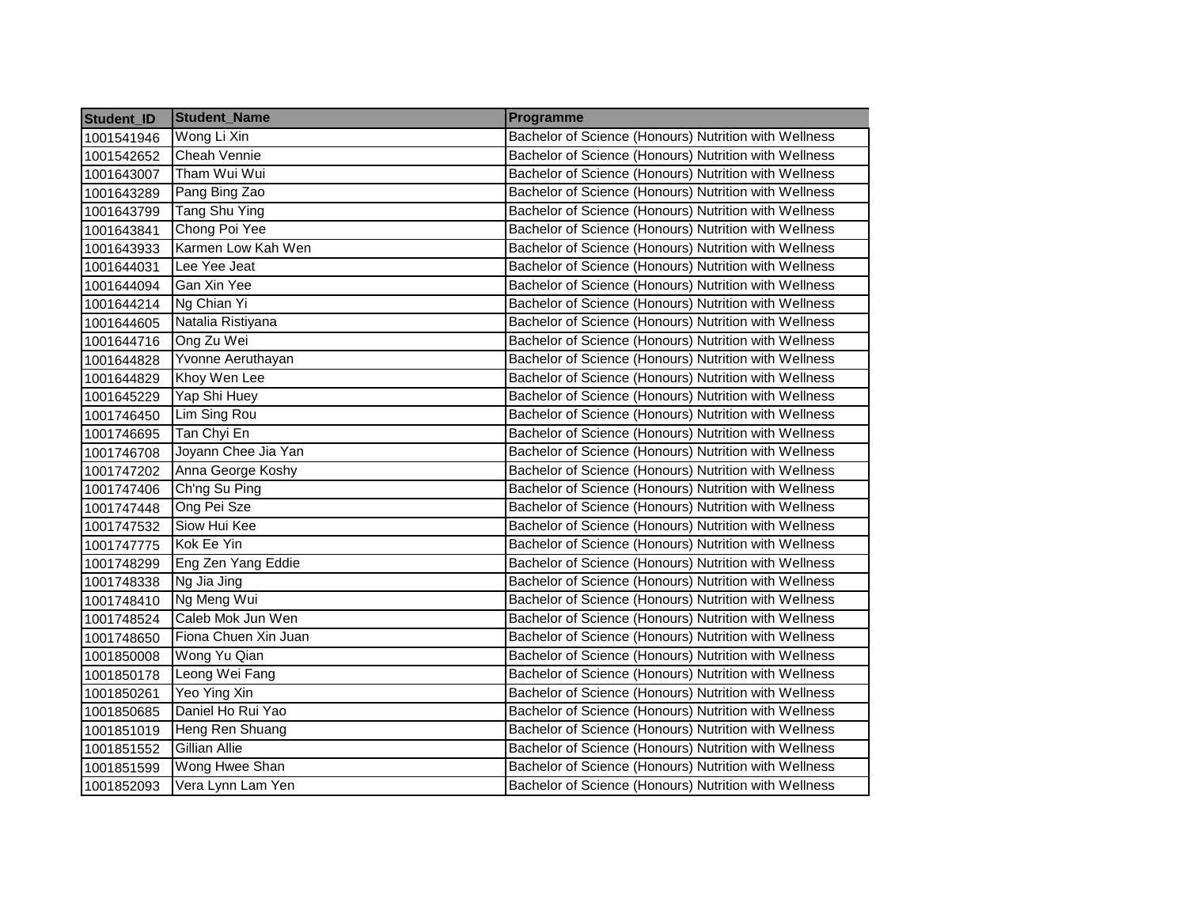| Student_ID | Student_Name | Programme |
| --- | --- | --- |
| 1001541946 | Wong Li Xin | Bachelor of Science (Honours) Nutrition with Wellness |
| 1001542652 | Cheah Vennie | Bachelor of Science (Honours) Nutrition with Wellness |
| 1001643007 | Tham Wui Wui | Bachelor of Science (Honours) Nutrition with Wellness |
| 1001643289 | Pang Bing Zao | Bachelor of Science (Honours) Nutrition with Wellness |
| 1001643799 | Tang Shu Ying | Bachelor of Science (Honours) Nutrition with Wellness |
| 1001643841 | Chong Poi Yee | Bachelor of Science (Honours) Nutrition with Wellness |
| 1001643933 | Karmen Low Kah Wen | Bachelor of Science (Honours) Nutrition with Wellness |
| 1001644031 | Lee Yee Jeat | Bachelor of Science (Honours) Nutrition with Wellness |
| 1001644094 | Gan Xin Yee | Bachelor of Science (Honours) Nutrition with Wellness |
| 1001644214 | Ng Chian Yi | Bachelor of Science (Honours) Nutrition with Wellness |
| 1001644605 | Natalia Ristiyana | Bachelor of Science (Honours) Nutrition with Wellness |
| 1001644716 | Ong Zu Wei | Bachelor of Science (Honours) Nutrition with Wellness |
| 1001644828 | Yvonne Aeruthayan | Bachelor of Science (Honours) Nutrition with Wellness |
| 1001644829 | Khoy Wen Lee | Bachelor of Science (Honours) Nutrition with Wellness |
| 1001645229 | Yap Shi Huey | Bachelor of Science (Honours) Nutrition with Wellness |
| 1001746450 | Lim Sing Rou | Bachelor of Science (Honours) Nutrition with Wellness |
| 1001746695 | Tan Chyi En | Bachelor of Science (Honours) Nutrition with Wellness |
| 1001746708 | Joyann Chee Jia Yan | Bachelor of Science (Honours) Nutrition with Wellness |
| 1001747202 | Anna George Koshy | Bachelor of Science (Honours) Nutrition with Wellness |
| 1001747406 | Ch'ng Su Ping | Bachelor of Science (Honours) Nutrition with Wellness |
| 1001747448 | Ong Pei Sze | Bachelor of Science (Honours) Nutrition with Wellness |
| 1001747532 | Siow Hui Kee | Bachelor of Science (Honours) Nutrition with Wellness |
| 1001747775 | Kok Ee Yin | Bachelor of Science (Honours) Nutrition with Wellness |
| 1001748299 | Eng Zen Yang Eddie | Bachelor of Science (Honours) Nutrition with Wellness |
| 1001748338 | Ng Jia Jing | Bachelor of Science (Honours) Nutrition with Wellness |
| 1001748410 | Ng Meng Wui | Bachelor of Science (Honours) Nutrition with Wellness |
| 1001748524 | Caleb Mok Jun Wen | Bachelor of Science (Honours) Nutrition with Wellness |
| 1001748650 | Fiona Chuen Xin Juan | Bachelor of Science (Honours) Nutrition with Wellness |
| 1001850008 | Wong Yu Qian | Bachelor of Science (Honours) Nutrition with Wellness |
| 1001850178 | Leong Wei Fang | Bachelor of Science (Honours) Nutrition with Wellness |
| 1001850261 | Yeo Ying Xin | Bachelor of Science (Honours) Nutrition with Wellness |
| 1001850685 | Daniel Ho Rui Yao | Bachelor of Science (Honours) Nutrition with Wellness |
| 1001851019 | Heng Ren Shuang | Bachelor of Science (Honours) Nutrition with Wellness |
| 1001851552 | Gillian Allie | Bachelor of Science (Honours) Nutrition with Wellness |
| 1001851599 | Wong Hwee Shan | Bachelor of Science (Honours) Nutrition with Wellness |
| 1001852093 | Vera Lynn Lam Yen | Bachelor of Science (Honours) Nutrition with Wellness |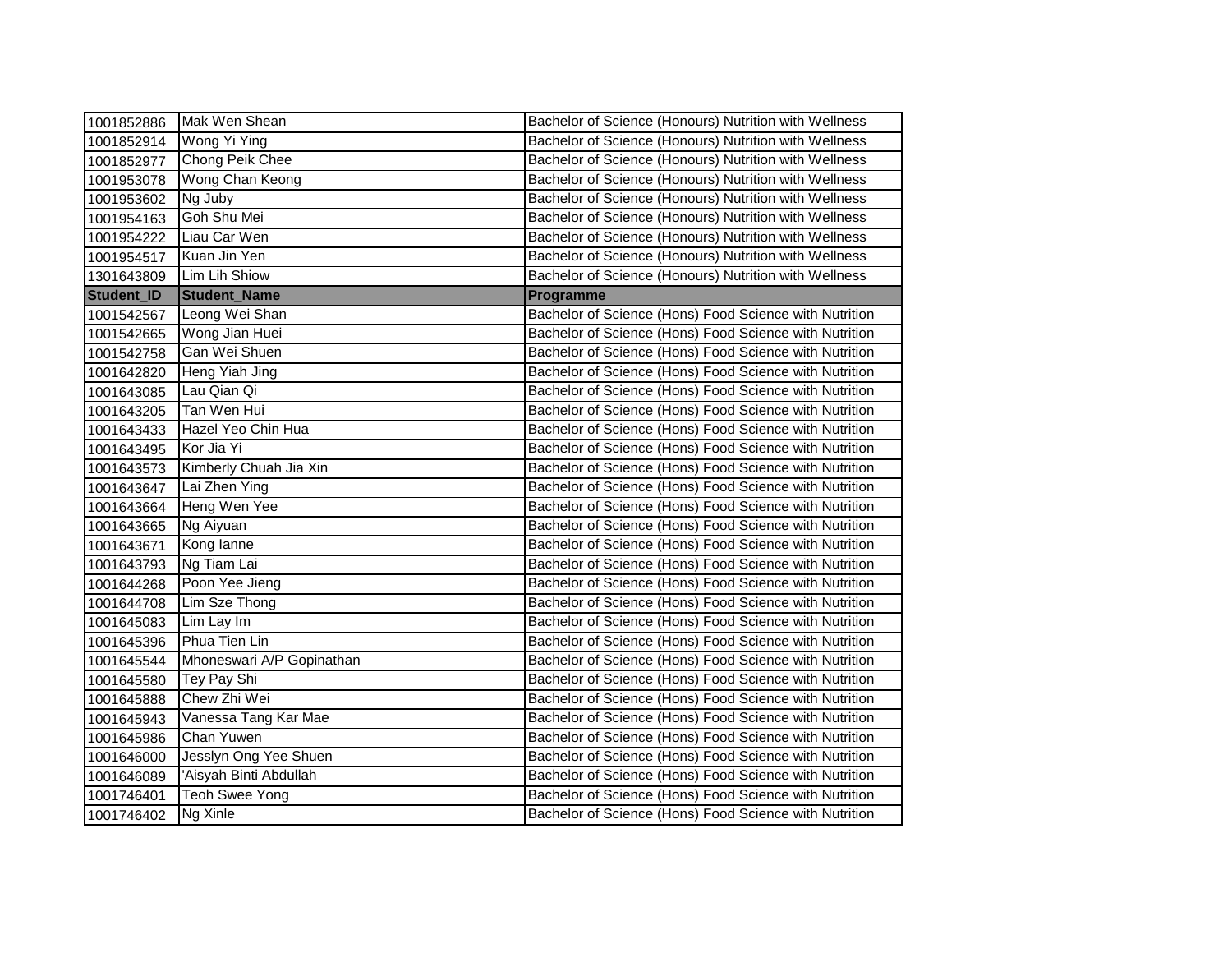| 1001852886 | Mak Wen Shean | Bachelor of Science (Honours) Nutrition with Wellness |
|---|---|---|
| 1001852914 | Wong Yi Ying | Bachelor of Science (Honours) Nutrition with Wellness |
| 1001852977 | Chong Peik Chee | Bachelor of Science (Honours) Nutrition with Wellness |
| 1001953078 | Wong Chan Keong | Bachelor of Science (Honours) Nutrition with Wellness |
| 1001953602 | Ng Juby | Bachelor of Science (Honours) Nutrition with Wellness |
| 1001954163 | Goh Shu Mei | Bachelor of Science (Honours) Nutrition with Wellness |
| 1001954222 | Liau Car Wen | Bachelor of Science (Honours) Nutrition with Wellness |
| 1001954517 | Kuan Jin Yen | Bachelor of Science (Honours) Nutrition with Wellness |
| 1301643809 | Lim Lih Shiow | Bachelor of Science (Honours) Nutrition with Wellness |

| Student_ID | Student_Name | Programme |
|---|---|---|
| 1001542567 | Leong Wei Shan | Bachelor of Science (Hons) Food Science with Nutrition |
| 1001542665 | Wong Jian Huei | Bachelor of Science (Hons) Food Science with Nutrition |
| 1001542758 | Gan Wei Shuen | Bachelor of Science (Hons) Food Science with Nutrition |
| 1001642820 | Heng Yiah Jing | Bachelor of Science (Hons) Food Science with Nutrition |
| 1001643085 | Lau Qian Qi | Bachelor of Science (Hons) Food Science with Nutrition |
| 1001643205 | Tan Wen Hui | Bachelor of Science (Hons) Food Science with Nutrition |
| 1001643433 | Hazel Yeo Chin Hua | Bachelor of Science (Hons) Food Science with Nutrition |
| 1001643495 | Kor Jia Yi | Bachelor of Science (Hons) Food Science with Nutrition |
| 1001643573 | Kimberly Chuah Jia Xin | Bachelor of Science (Hons) Food Science with Nutrition |
| 1001643647 | Lai Zhen Ying | Bachelor of Science (Hons) Food Science with Nutrition |
| 1001643664 | Heng Wen Yee | Bachelor of Science (Hons) Food Science with Nutrition |
| 1001643665 | Ng Aiyuan | Bachelor of Science (Hons) Food Science with Nutrition |
| 1001643671 | Kong Ianne | Bachelor of Science (Hons) Food Science with Nutrition |
| 1001643793 | Ng Tiam Lai | Bachelor of Science (Hons) Food Science with Nutrition |
| 1001644268 | Poon Yee Jieng | Bachelor of Science (Hons) Food Science with Nutrition |
| 1001644708 | Lim Sze Thong | Bachelor of Science (Hons) Food Science with Nutrition |
| 1001645083 | Lim Lay Im | Bachelor of Science (Hons) Food Science with Nutrition |
| 1001645396 | Phua Tien Lin | Bachelor of Science (Hons) Food Science with Nutrition |
| 1001645544 | Mhoneswari A/P Gopinathan | Bachelor of Science (Hons) Food Science with Nutrition |
| 1001645580 | Tey Pay Shi | Bachelor of Science (Hons) Food Science with Nutrition |
| 1001645888 | Chew Zhi Wei | Bachelor of Science (Hons) Food Science with Nutrition |
| 1001645943 | Vanessa Tang Kar Mae | Bachelor of Science (Hons) Food Science with Nutrition |
| 1001645986 | Chan Yuwen | Bachelor of Science (Hons) Food Science with Nutrition |
| 1001646000 | Jesslyn Ong Yee Shuen | Bachelor of Science (Hons) Food Science with Nutrition |
| 1001646089 | 'Aisyah Binti Abdullah | Bachelor of Science (Hons) Food Science with Nutrition |
| 1001746401 | Teoh Swee Yong | Bachelor of Science (Hons) Food Science with Nutrition |
| 1001746402 | Ng Xinle | Bachelor of Science (Hons) Food Science with Nutrition |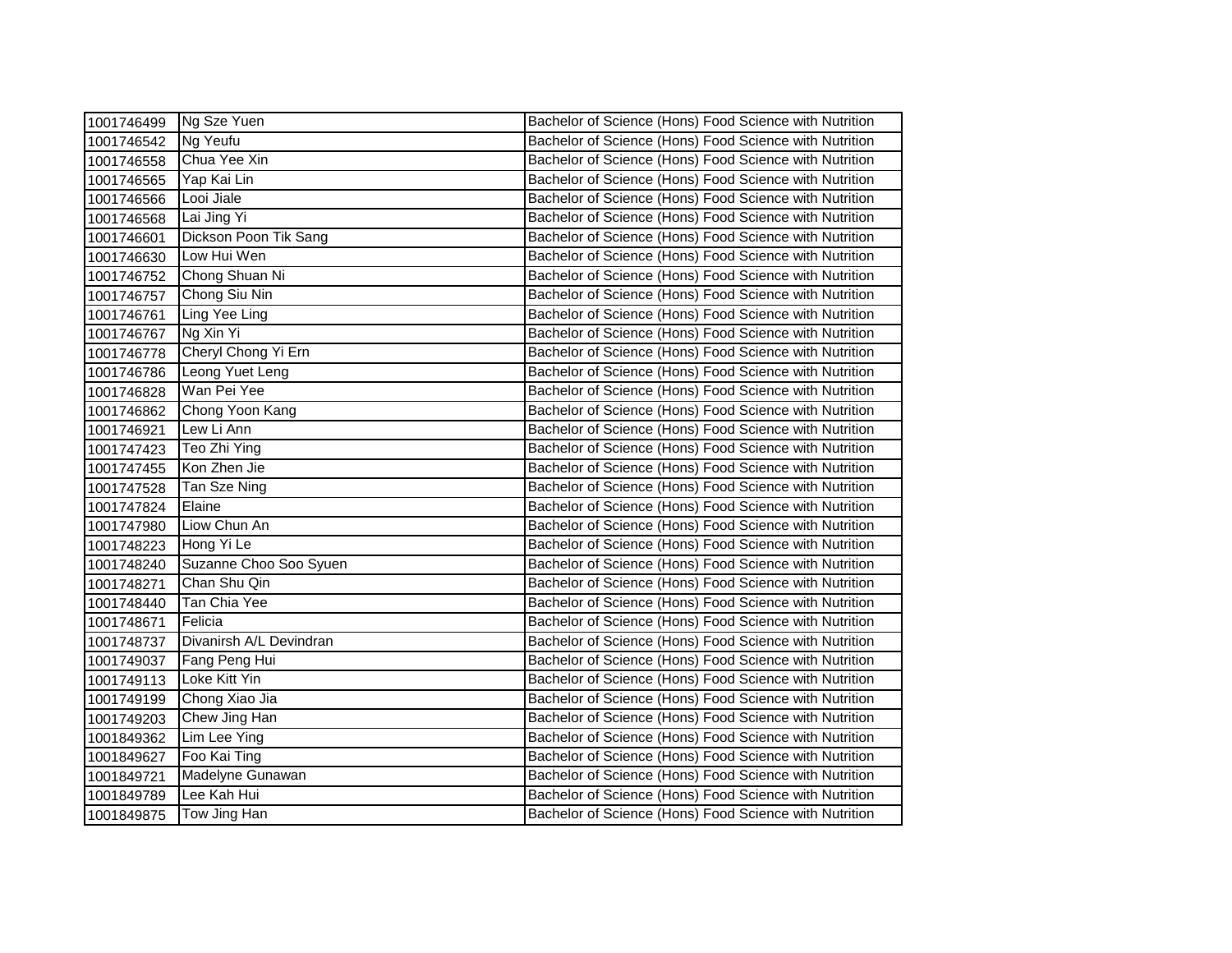| | | |
|---|---|---|
| 1001746499 | Ng Sze Yuen | Bachelor of Science (Hons) Food Science with Nutrition |
| 1001746542 | Ng Yeufu | Bachelor of Science (Hons) Food Science with Nutrition |
| 1001746558 | Chua Yee Xin | Bachelor of Science (Hons) Food Science with Nutrition |
| 1001746565 | Yap Kai Lin | Bachelor of Science (Hons) Food Science with Nutrition |
| 1001746566 | Looi Jiale | Bachelor of Science (Hons) Food Science with Nutrition |
| 1001746568 | Lai Jing Yi | Bachelor of Science (Hons) Food Science with Nutrition |
| 1001746601 | Dickson Poon Tik Sang | Bachelor of Science (Hons) Food Science with Nutrition |
| 1001746630 | Low Hui Wen | Bachelor of Science (Hons) Food Science with Nutrition |
| 1001746752 | Chong Shuan Ni | Bachelor of Science (Hons) Food Science with Nutrition |
| 1001746757 | Chong Siu Nin | Bachelor of Science (Hons) Food Science with Nutrition |
| 1001746761 | Ling Yee Ling | Bachelor of Science (Hons) Food Science with Nutrition |
| 1001746767 | Ng Xin Yi | Bachelor of Science (Hons) Food Science with Nutrition |
| 1001746778 | Cheryl Chong Yi Ern | Bachelor of Science (Hons) Food Science with Nutrition |
| 1001746786 | Leong Yuet Leng | Bachelor of Science (Hons) Food Science with Nutrition |
| 1001746828 | Wan Pei Yee | Bachelor of Science (Hons) Food Science with Nutrition |
| 1001746862 | Chong Yoon Kang | Bachelor of Science (Hons) Food Science with Nutrition |
| 1001746921 | Lew Li Ann | Bachelor of Science (Hons) Food Science with Nutrition |
| 1001747423 | Teo Zhi Ying | Bachelor of Science (Hons) Food Science with Nutrition |
| 1001747455 | Kon Zhen Jie | Bachelor of Science (Hons) Food Science with Nutrition |
| 1001747528 | Tan Sze Ning | Bachelor of Science (Hons) Food Science with Nutrition |
| 1001747824 | Elaine | Bachelor of Science (Hons) Food Science with Nutrition |
| 1001747980 | Liow Chun An | Bachelor of Science (Hons) Food Science with Nutrition |
| 1001748223 | Hong Yi Le | Bachelor of Science (Hons) Food Science with Nutrition |
| 1001748240 | Suzanne Choo Soo Syuen | Bachelor of Science (Hons) Food Science with Nutrition |
| 1001748271 | Chan Shu Qin | Bachelor of Science (Hons) Food Science with Nutrition |
| 1001748440 | Tan Chia Yee | Bachelor of Science (Hons) Food Science with Nutrition |
| 1001748671 | Felicia | Bachelor of Science (Hons) Food Science with Nutrition |
| 1001748737 | Divanirsh A/L Devindran | Bachelor of Science (Hons) Food Science with Nutrition |
| 1001749037 | Fang Peng Hui | Bachelor of Science (Hons) Food Science with Nutrition |
| 1001749113 | Loke Kitt Yin | Bachelor of Science (Hons) Food Science with Nutrition |
| 1001749199 | Chong Xiao Jia | Bachelor of Science (Hons) Food Science with Nutrition |
| 1001749203 | Chew Jing Han | Bachelor of Science (Hons) Food Science with Nutrition |
| 1001849362 | Lim Lee Ying | Bachelor of Science (Hons) Food Science with Nutrition |
| 1001849627 | Foo Kai Ting | Bachelor of Science (Hons) Food Science with Nutrition |
| 1001849721 | Madelyne Gunawan | Bachelor of Science (Hons) Food Science with Nutrition |
| 1001849789 | Lee Kah Hui | Bachelor of Science (Hons) Food Science with Nutrition |
| 1001849875 | Tow Jing Han | Bachelor of Science (Hons) Food Science with Nutrition |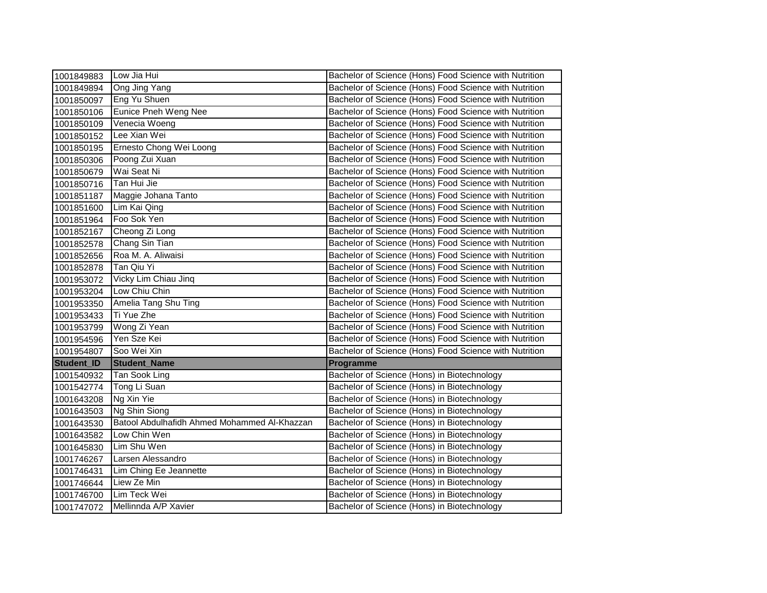| | | |
|---|---|---|
| 1001849883 | Low Jia Hui | Bachelor of Science (Hons) Food Science with Nutrition |
| 1001849894 | Ong Jing Yang | Bachelor of Science (Hons) Food Science with Nutrition |
| 1001850097 | Eng Yu Shuen | Bachelor of Science (Hons) Food Science with Nutrition |
| 1001850106 | Eunice Pneh Weng Nee | Bachelor of Science (Hons) Food Science with Nutrition |
| 1001850109 | Venecia Woeng | Bachelor of Science (Hons) Food Science with Nutrition |
| 1001850152 | Lee Xian Wei | Bachelor of Science (Hons) Food Science with Nutrition |
| 1001850195 | Ernesto Chong Wei Loong | Bachelor of Science (Hons) Food Science with Nutrition |
| 1001850306 | Poong Zui Xuan | Bachelor of Science (Hons) Food Science with Nutrition |
| 1001850679 | Wai Seat Ni | Bachelor of Science (Hons) Food Science with Nutrition |
| 1001850716 | Tan Hui Jie | Bachelor of Science (Hons) Food Science with Nutrition |
| 1001851187 | Maggie Johana Tanto | Bachelor of Science (Hons) Food Science with Nutrition |
| 1001851600 | Lim Kai Qing | Bachelor of Science (Hons) Food Science with Nutrition |
| 1001851964 | Foo Sok Yen | Bachelor of Science (Hons) Food Science with Nutrition |
| 1001852167 | Cheong Zi Long | Bachelor of Science (Hons) Food Science with Nutrition |
| 1001852578 | Chang Sin Tian | Bachelor of Science (Hons) Food Science with Nutrition |
| 1001852656 | Roa M. A. Aliwaisi | Bachelor of Science (Hons) Food Science with Nutrition |
| 1001852878 | Tan Qiu Yi | Bachelor of Science (Hons) Food Science with Nutrition |
| 1001953072 | Vicky Lim Chiau Jinq | Bachelor of Science (Hons) Food Science with Nutrition |
| 1001953204 | Low Chiu Chin | Bachelor of Science (Hons) Food Science with Nutrition |
| 1001953350 | Amelia Tang Shu Ting | Bachelor of Science (Hons) Food Science with Nutrition |
| 1001953433 | Ti Yue Zhe | Bachelor of Science (Hons) Food Science with Nutrition |
| 1001953799 | Wong Zi Yean | Bachelor of Science (Hons) Food Science with Nutrition |
| 1001954596 | Yen Sze Kei | Bachelor of Science (Hons) Food Science with Nutrition |
| 1001954807 | Soo Wei Xin | Bachelor of Science (Hons) Food Science with Nutrition |
| **Student_ID** | **Student_Name** | **Programme** |
| 1001540932 | Tan Sook Ling | Bachelor of Science (Hons) in Biotechnology |
| 1001542774 | Tong Li Suan | Bachelor of Science (Hons) in Biotechnology |
| 1001643208 | Ng Xin Yie | Bachelor of Science (Hons) in Biotechnology |
| 1001643503 | Ng Shin Siong | Bachelor of Science (Hons) in Biotechnology |
| 1001643530 | Batool Abdulhafidh Ahmed Mohammed Al-Khazzan | Bachelor of Science (Hons) in Biotechnology |
| 1001643582 | Low Chin Wen | Bachelor of Science (Hons) in Biotechnology |
| 1001645830 | Lim Shu Wen | Bachelor of Science (Hons) in Biotechnology |
| 1001746267 | Larsen Alessandro | Bachelor of Science (Hons) in Biotechnology |
| 1001746431 | Lim Ching Ee Jeannette | Bachelor of Science (Hons) in Biotechnology |
| 1001746644 | Liew Ze Min | Bachelor of Science (Hons) in Biotechnology |
| 1001746700 | Lim Teck Wei | Bachelor of Science (Hons) in Biotechnology |
| 1001747072 | Mellinnda A/P Xavier | Bachelor of Science (Hons) in Biotechnology |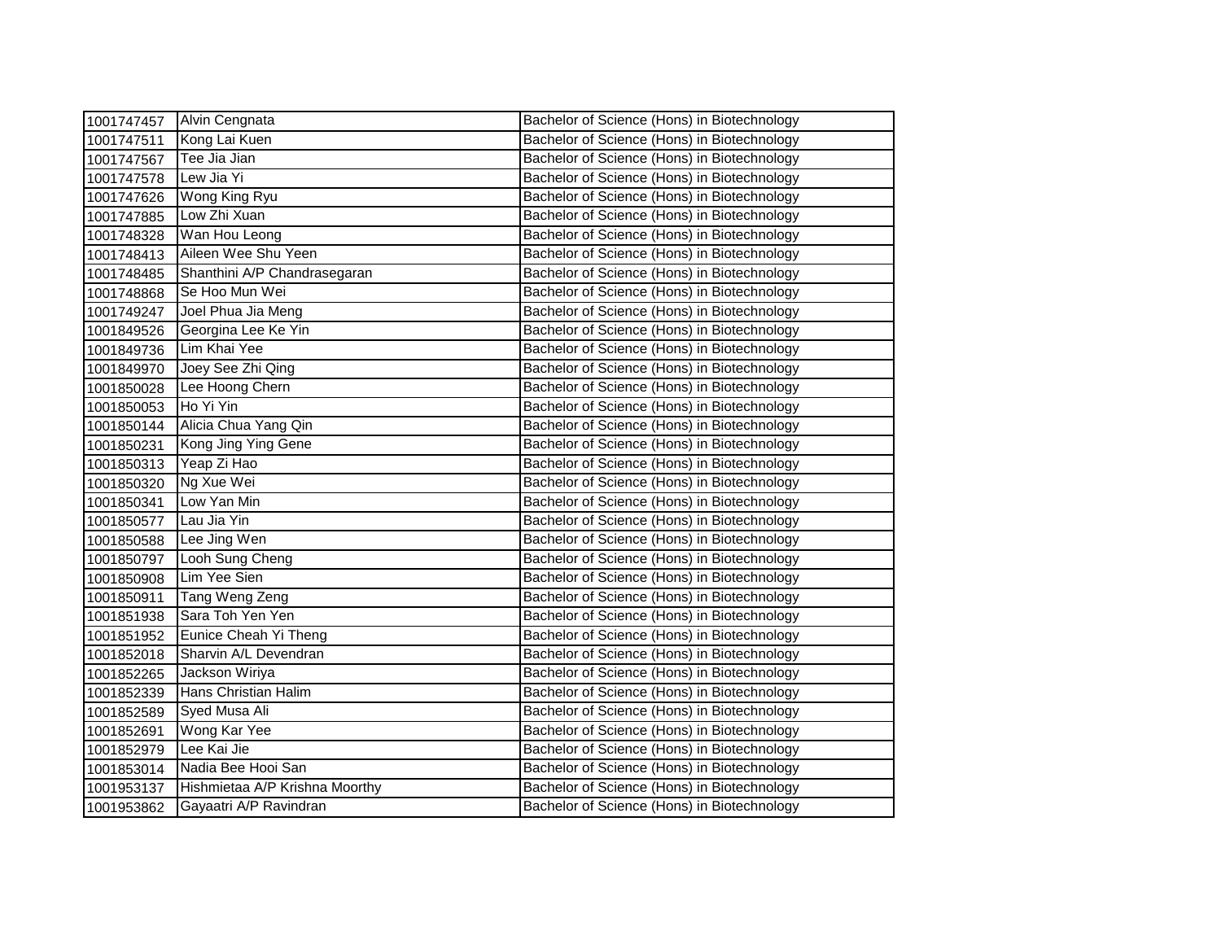| | | |
|---|---|---|
| 1001747457 | Alvin Cengnata | Bachelor of Science (Hons) in Biotechnology |
| 1001747511 | Kong Lai Kuen | Bachelor of Science (Hons) in Biotechnology |
| 1001747567 | Tee Jia Jian | Bachelor of Science (Hons) in Biotechnology |
| 1001747578 | Lew Jia Yi | Bachelor of Science (Hons) in Biotechnology |
| 1001747626 | Wong King Ryu | Bachelor of Science (Hons) in Biotechnology |
| 1001747885 | Low Zhi Xuan | Bachelor of Science (Hons) in Biotechnology |
| 1001748328 | Wan Hou Leong | Bachelor of Science (Hons) in Biotechnology |
| 1001748413 | Aileen Wee Shu Yeen | Bachelor of Science (Hons) in Biotechnology |
| 1001748485 | Shanthini A/P Chandrasegaran | Bachelor of Science (Hons) in Biotechnology |
| 1001748868 | Se Hoo Mun Wei | Bachelor of Science (Hons) in Biotechnology |
| 1001749247 | Joel Phua Jia Meng | Bachelor of Science (Hons) in Biotechnology |
| 1001849526 | Georgina Lee Ke Yin | Bachelor of Science (Hons) in Biotechnology |
| 1001849736 | Lim Khai Yee | Bachelor of Science (Hons) in Biotechnology |
| 1001849970 | Joey See Zhi Qing | Bachelor of Science (Hons) in Biotechnology |
| 1001850028 | Lee Hoong Chern | Bachelor of Science (Hons) in Biotechnology |
| 1001850053 | Ho Yi Yin | Bachelor of Science (Hons) in Biotechnology |
| 1001850144 | Alicia Chua Yang Qin | Bachelor of Science (Hons) in Biotechnology |
| 1001850231 | Kong Jing Ying Gene | Bachelor of Science (Hons) in Biotechnology |
| 1001850313 | Yeap Zi Hao | Bachelor of Science (Hons) in Biotechnology |
| 1001850320 | Ng Xue Wei | Bachelor of Science (Hons) in Biotechnology |
| 1001850341 | Low Yan Min | Bachelor of Science (Hons) in Biotechnology |
| 1001850577 | Lau Jia Yin | Bachelor of Science (Hons) in Biotechnology |
| 1001850588 | Lee Jing Wen | Bachelor of Science (Hons) in Biotechnology |
| 1001850797 | Looh Sung Cheng | Bachelor of Science (Hons) in Biotechnology |
| 1001850908 | Lim Yee Sien | Bachelor of Science (Hons) in Biotechnology |
| 1001850911 | Tang Weng Zeng | Bachelor of Science (Hons) in Biotechnology |
| 1001851938 | Sara Toh Yen Yen | Bachelor of Science (Hons) in Biotechnology |
| 1001851952 | Eunice Cheah Yi Theng | Bachelor of Science (Hons) in Biotechnology |
| 1001852018 | Sharvin A/L Devendran | Bachelor of Science (Hons) in Biotechnology |
| 1001852265 | Jackson Wiriya | Bachelor of Science (Hons) in Biotechnology |
| 1001852339 | Hans Christian Halim | Bachelor of Science (Hons) in Biotechnology |
| 1001852589 | Syed Musa Ali | Bachelor of Science (Hons) in Biotechnology |
| 1001852691 | Wong Kar Yee | Bachelor of Science (Hons) in Biotechnology |
| 1001852979 | Lee Kai Jie | Bachelor of Science (Hons) in Biotechnology |
| 1001853014 | Nadia Bee Hooi San | Bachelor of Science (Hons) in Biotechnology |
| 1001953137 | Hishmietaa A/P Krishna Moorthy | Bachelor of Science (Hons) in Biotechnology |
| 1001953862 | Gayaatri A/P Ravindran | Bachelor of Science (Hons) in Biotechnology |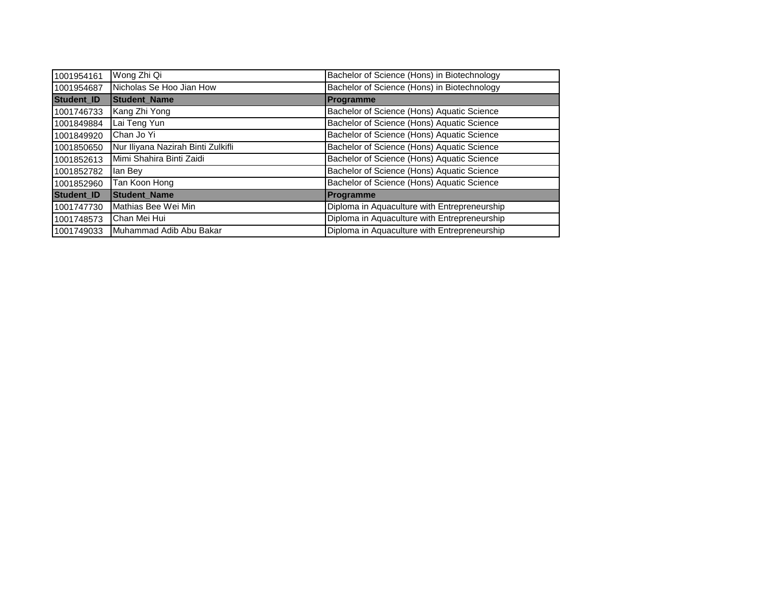| | | |
|---|---|---|
| 1001954161 | Wong Zhi Qi | Bachelor of Science (Hons) in Biotechnology |
| 1001954687 | Nicholas Se Hoo Jian How | Bachelor of Science (Hons) in Biotechnology |
| **Student_ID** | **Student_Name** | **Programme** |
| 1001746733 | Kang Zhi Yong | Bachelor of Science (Hons) Aquatic Science |
| 1001849884 | Lai Teng Yun | Bachelor of Science (Hons) Aquatic Science |
| 1001849920 | Chan Jo Yi | Bachelor of Science (Hons) Aquatic Science |
| 1001850650 | Nur Iliyana Nazirah Binti Zulkifli | Bachelor of Science (Hons) Aquatic Science |
| 1001852613 | Mimi Shahira Binti Zaidi | Bachelor of Science (Hons) Aquatic Science |
| 1001852782 | Ian Bey | Bachelor of Science (Hons) Aquatic Science |
| 1001852960 | Tan Koon Hong | Bachelor of Science (Hons) Aquatic Science |
| **Student_ID** | **Student_Name** | **Programme** |
| 1001747730 | Mathias Bee Wei Min | Diploma in Aquaculture with Entrepreneurship |
| 1001748573 | Chan Mei Hui | Diploma in Aquaculture with Entrepreneurship |
| 1001749033 | Muhammad Adib Abu Bakar | Diploma in Aquaculture with Entrepreneurship |